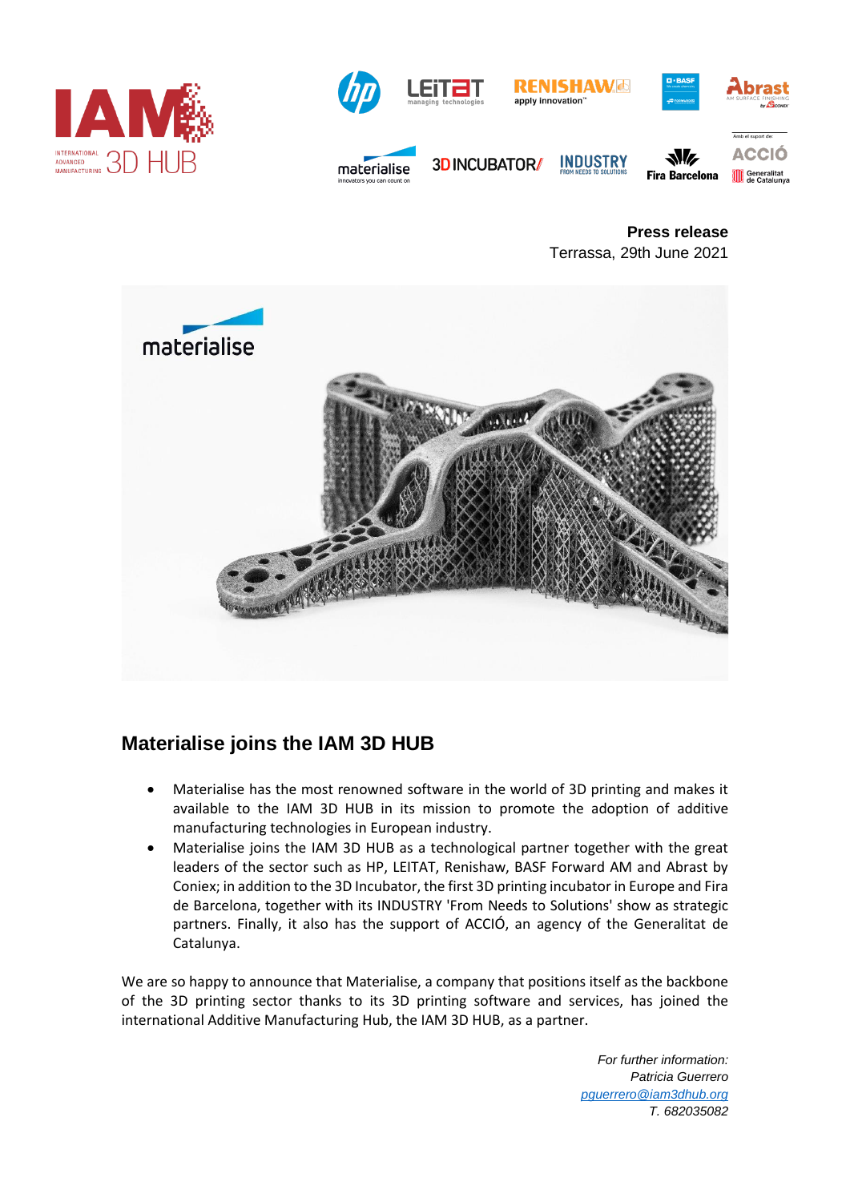**Press release**
Terrassa, 29th June 2021

## Materialise joins the IAM 3D HUB

- Materialise has the most renowned software in the world of 3D printing and makes it available to the IAM 3D HUB in its mission to promote the adoption of additive manufacturing technologies in European industry.
- Materialise joins the IAM 3D HUB as a technological partner together with the great leaders of the sector such as HP, LEITAT, Renishaw, BASF Forward AM and Abrast by Coniex; in addition to the 3D Incubator, the first 3D printing incubator in Europe and Fira de Barcelona, together with its INDUSTRY 'From Needs to Solutions' show as strategic partners. Finally, it also has the support of ACCIÓ, an agency of the Generalitat de Catalunya.

We are so happy to announce that Materialise, a company that positions itself as the backbone of the 3D printing sector thanks to its 3D printing software and services, has joined the international Additive Manufacturing Hub, the IAM 3D HUB, as a partner.

*For further information:*
*Patricia Guerrero*
*pguerrero@iam3dhub.org*
*T. 682035082*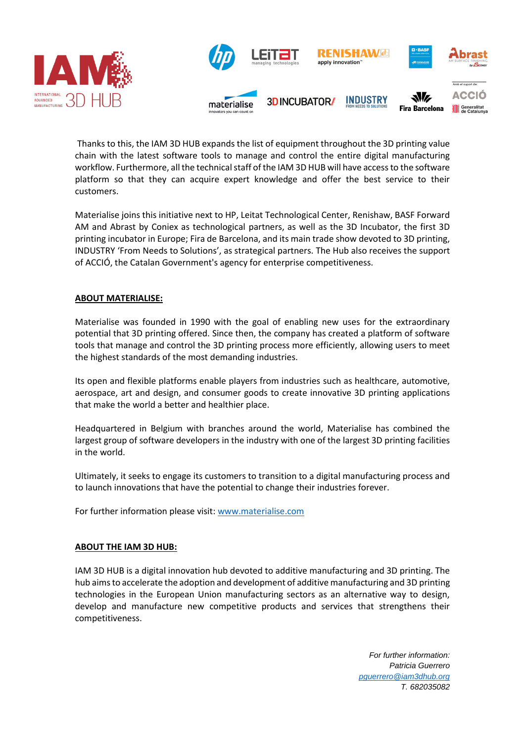Thanks to this, the IAM 3D HUB expands the list of equipment throughout the 3D printing value chain with the latest software tools to manage and control the entire digital manufacturing workflow. Furthermore, all the technical staff of the IAM 3D HUB will have access to the software platform so that they can acquire expert knowledge and offer the best service to their customers.

Materialise joins this initiative next to HP, Leitat Technological Center, Renishaw, BASF Forward AM and Abrast by Coniex as technological partners, as well as the 3D Incubator, the first 3D printing incubator in Europe; Fira de Barcelona, and its main trade show devoted to 3D printing, INDUSTRY 'From Needs to Solutions', as strategical partners. The Hub also receives the support of ACCIÓ, the Catalan Government's agency for enterprise competitiveness.

**ABOUT MATERIALISE:**

Materialise was founded in 1990 with the goal of enabling new uses for the extraordinary potential that 3D printing offered. Since then, the company has created a platform of software tools that manage and control the 3D printing process more efficiently, allowing users to meet the highest standards of the most demanding industries.

Its open and flexible platforms enable players from industries such as healthcare, automotive, aerospace, art and design, and consumer goods to create innovative 3D printing applications that make the world a better and healthier place.

Headquartered in Belgium with branches around the world, Materialise has combined the largest group of software developers in the industry with one of the largest 3D printing facilities in the world.

Ultimately, it seeks to engage its customers to transition to a digital manufacturing process and to launch innovations that have the potential to change their industries forever.

For further information please visit: [www.materialise.com](http://www.materialise.com)

**ABOUT THE IAM 3D HUB:**

IAM 3D HUB is a digital innovation hub devoted to additive manufacturing and 3D printing. The hub aims to accelerate the adoption and development of additive manufacturing and 3D printing technologies in the European Union manufacturing sectors as an alternative way to design, develop and manufacture new competitive products and services that strengthens their competitiveness.

*For further information:*
*Patricia Guerrero*
*[pguerrero@iam3dhub.org](mailto:pguerrero@iam3dhub.org)*
*T. 682035082*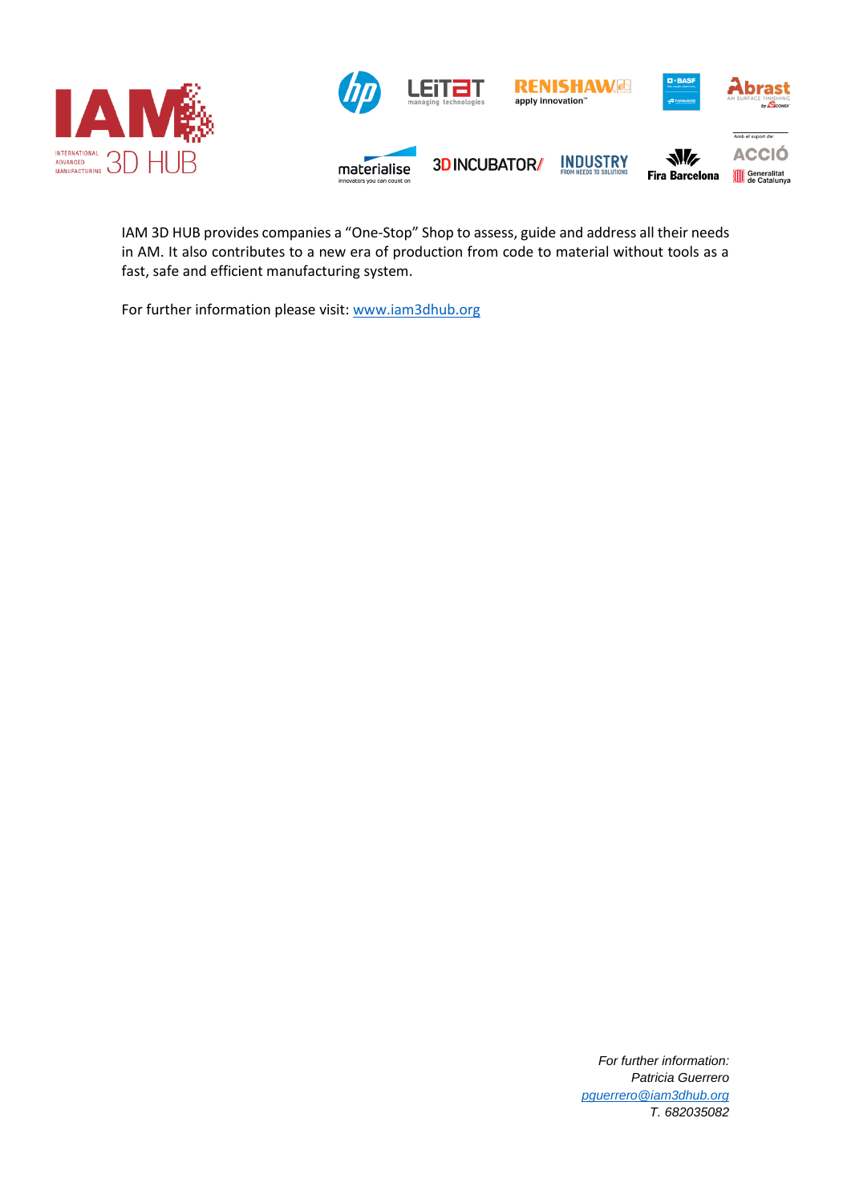IAM 3D HUB provides companies a "One-Stop" Shop to assess, guide and address all their needs in AM. It also contributes to a new era of production from code to material without tools as a fast, safe and efficient manufacturing system.

For further information please visit: www.iam3dhub.org

*For further information:*
*Patricia Guerrero*
*pguerrero@iam3dhub.org*
*T. 682035082*